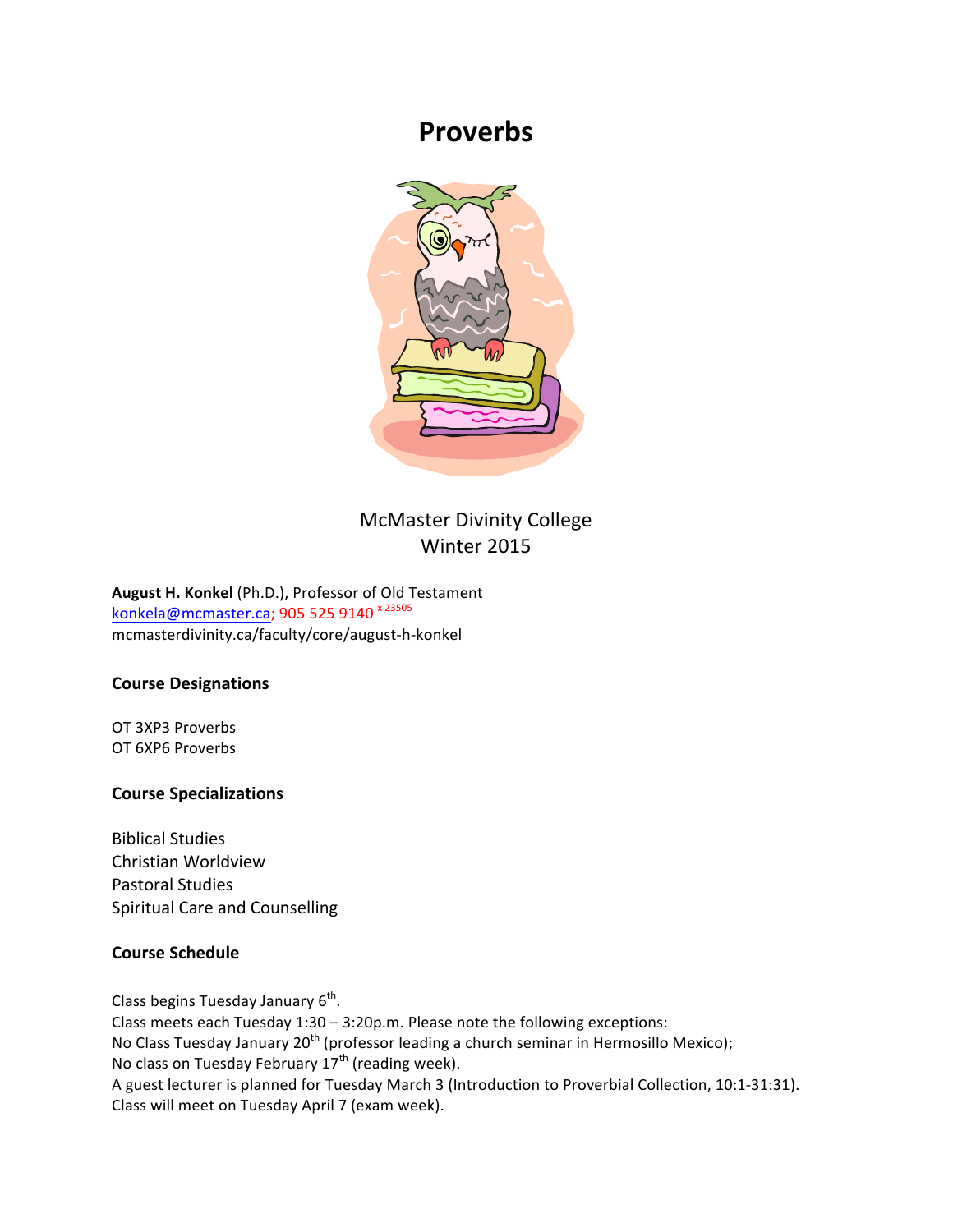# Proverbs

McMaster Divinity College
Winter 2015

**August H. Konkel** (Ph.D.), Professor of Old Testament
konkela@mcmaster.ca; 905 525 9140 x 23505
mcmasterdivinity.ca/faculty/core/august-h-konkel

## Course Designations

OT 3XP3 Proverbs
OT 6XP6 Proverbs

## Course Specializations

Biblical Studies
Christian Worldview
Pastoral Studies
Spiritual Care and Counselling

## Course Schedule

Class begins Tuesday January 6th.
Class meets each Tuesday 1:30 – 3:20p.m. Please note the following exceptions:
No Class Tuesday January 20th (professor leading a church seminar in Hermosillo Mexico);
No class on Tuesday February 17th (reading week).
A guest lecturer is planned for Tuesday March 3 (Introduction to Proverbial Collection, 10:1-31:31).
Class will meet on Tuesday April 7 (exam week).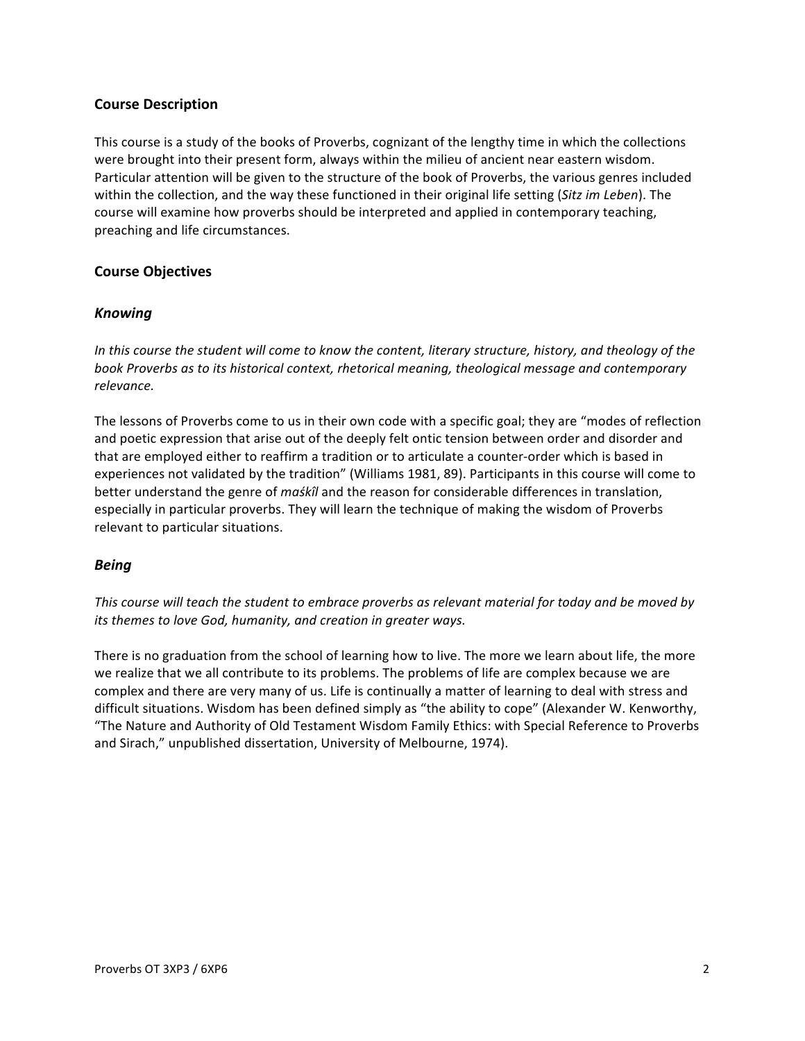## Course Description

This course is a study of the books of Proverbs, cognizant of the lengthy time in which the collections were brought into their present form, always within the milieu of ancient near eastern wisdom. Particular attention will be given to the structure of the book of Proverbs, the various genres included within the collection, and the way these functioned in their original life setting (*Sitz im Leben*). The course will examine how proverbs should be interpreted and applied in contemporary teaching, preaching and life circumstances.

## Course Objectives

### *Knowing*

*In this course the student will come to know the content, literary structure, history, and theology of the book Proverbs as to its historical context, rhetorical meaning, theological message and contemporary relevance.*

The lessons of Proverbs come to us in their own code with a specific goal; they are "modes of reflection and poetic expression that arise out of the deeply felt ontic tension between order and disorder and that are employed either to reaffirm a tradition or to articulate a counter-order which is based in experiences not validated by the tradition" (Williams 1981, 89). Participants in this course will come to better understand the genre of *maśkîl* and the reason for considerable differences in translation, especially in particular proverbs. They will learn the technique of making the wisdom of Proverbs relevant to particular situations.

### *Being*

*This course will teach the student to embrace proverbs as relevant material for today and be moved by its themes to love God, humanity, and creation in greater ways.*

There is no graduation from the school of learning how to live. The more we learn about life, the more we realize that we all contribute to its problems. The problems of life are complex because we are complex and there are very many of us. Life is continually a matter of learning to deal with stress and difficult situations. Wisdom has been defined simply as "the ability to cope" (Alexander W. Kenworthy, "The Nature and Authority of Old Testament Wisdom Family Ethics: with Special Reference to Proverbs and Sirach," unpublished dissertation, University of Melbourne, 1974).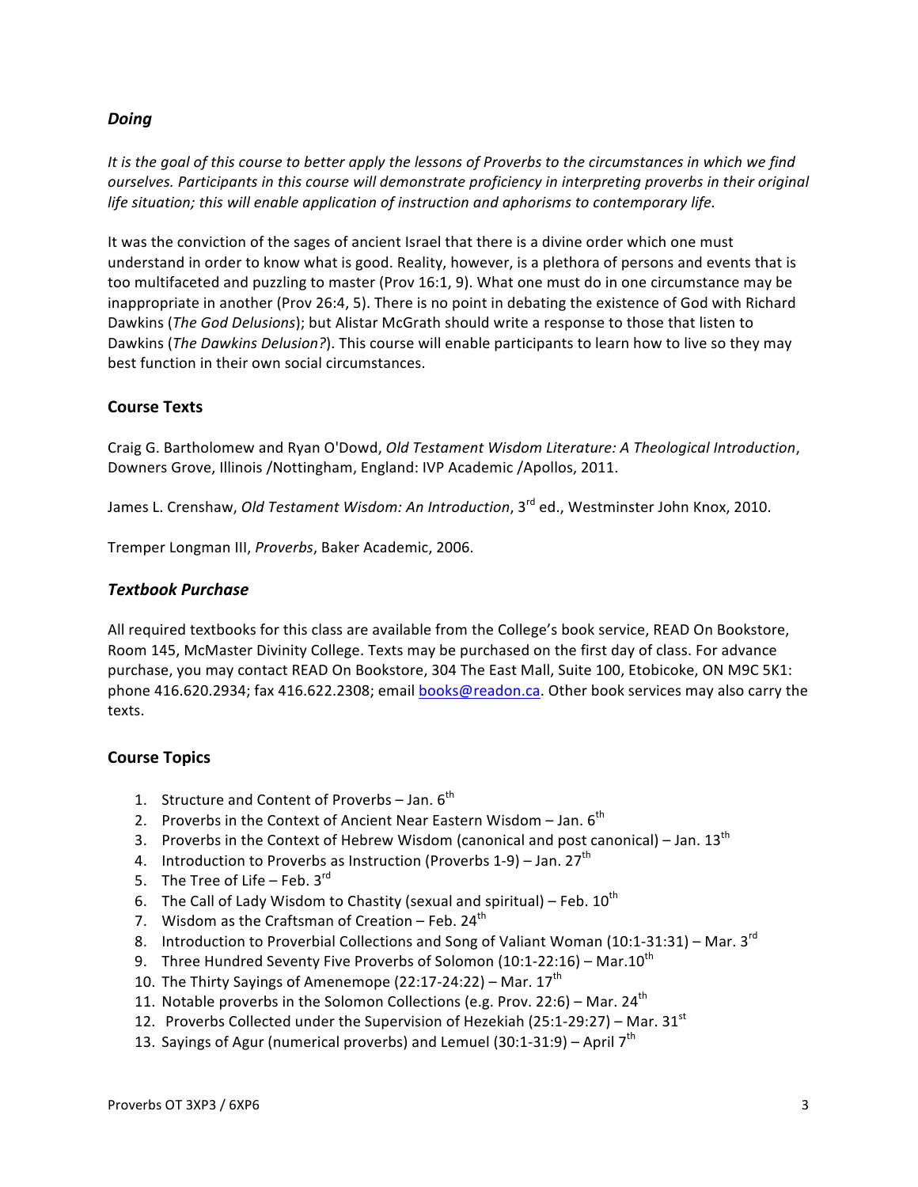### *Doing*

*It is the goal of this course to better apply the lessons of Proverbs to the circumstances in which we find ourselves. Participants in this course will demonstrate proficiency in interpreting proverbs in their original life situation; this will enable application of instruction and aphorisms to contemporary life.*

It was the conviction of the sages of ancient Israel that there is a divine order which one must understand in order to know what is good. Reality, however, is a plethora of persons and events that is too multifaceted and puzzling to master (Prov 16:1, 9). What one must do in one circumstance may be inappropriate in another (Prov 26:4, 5). There is no point in debating the existence of God with Richard Dawkins (*The God Delusions*); but Alistar McGrath should write a response to those that listen to Dawkins (*The Dawkins Delusion?*). This course will enable participants to learn how to live so they may best function in their own social circumstances.

## Course Texts

Craig G. Bartholomew and Ryan O'Dowd, *Old Testament Wisdom Literature: A Theological Introduction*, Downers Grove, Illinois /Nottingham, England: IVP Academic /Apollos, 2011.

James L. Crenshaw, *Old Testament Wisdom: An Introduction*, 3rd ed., Westminster John Knox, 2010.

Tremper Longman III, *Proverbs*, Baker Academic, 2006.

### *Textbook Purchase*

All required textbooks for this class are available from the College's book service, READ On Bookstore, Room 145, McMaster Divinity College. Texts may be purchased on the first day of class. For advance purchase, you may contact READ On Bookstore, 304 The East Mall, Suite 100, Etobicoke, ON M9C 5K1: phone 416.620.2934; fax 416.622.2308; email books@readon.ca. Other book services may also carry the texts.

## Course Topics

1. Structure and Content of Proverbs – Jan. 6th
2. Proverbs in the Context of Ancient Near Eastern Wisdom – Jan. 6th
3. Proverbs in the Context of Hebrew Wisdom (canonical and post canonical) – Jan. 13th
4. Introduction to Proverbs as Instruction (Proverbs 1-9) – Jan. 27th
5. The Tree of Life – Feb. 3rd
6. The Call of Lady Wisdom to Chastity (sexual and spiritual) – Feb. 10th
7. Wisdom as the Craftsman of Creation – Feb. 24th
8. Introduction to Proverbial Collections and Song of Valiant Woman (10:1-31:31) – Mar. 3rd
9. Three Hundred Seventy Five Proverbs of Solomon (10:1-22:16) – Mar.10th
10. The Thirty Sayings of Amenemope (22:17-24:22) – Mar. 17th
11. Notable proverbs in the Solomon Collections (e.g. Prov. 22:6) – Mar. 24th
12. Proverbs Collected under the Supervision of Hezekiah (25:1-29:27) – Mar. 31st
13. Sayings of Agur (numerical proverbs) and Lemuel (30:1-31:9) – April 7th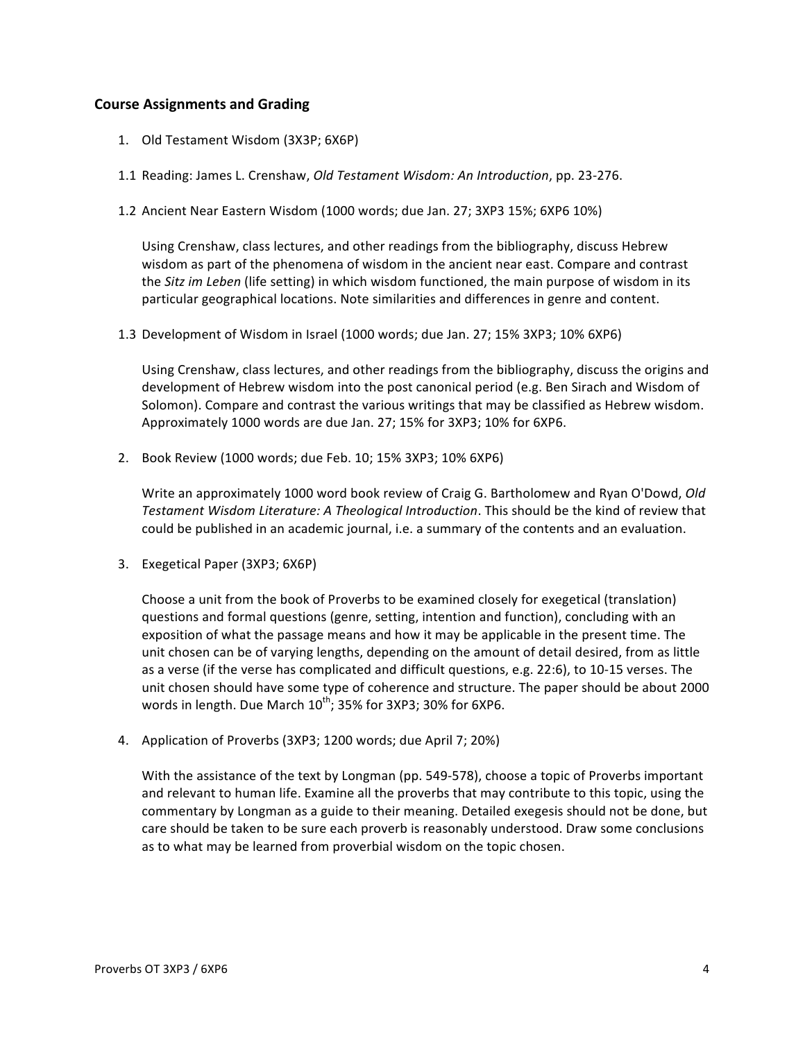## Course Assignments and Grading

1. Old Testament Wisdom (3X3P; 6X6P)

1.1 Reading: James L. Crenshaw, *Old Testament Wisdom: An Introduction*, pp. 23-276.

1.2 Ancient Near Eastern Wisdom (1000 words; due Jan. 27; 3XP3 15%; 6XP6 10%)

Using Crenshaw, class lectures, and other readings from the bibliography, discuss Hebrew wisdom as part of the phenomena of wisdom in the ancient near east. Compare and contrast the *Sitz im Leben* (life setting) in which wisdom functioned, the main purpose of wisdom in its particular geographical locations. Note similarities and differences in genre and content.

1.3 Development of Wisdom in Israel (1000 words; due Jan. 27; 15% 3XP3; 10% 6XP6)

Using Crenshaw, class lectures, and other readings from the bibliography, discuss the origins and development of Hebrew wisdom into the post canonical period (e.g. Ben Sirach and Wisdom of Solomon). Compare and contrast the various writings that may be classified as Hebrew wisdom. Approximately 1000 words are due Jan. 27; 15% for 3XP3; 10% for 6XP6.

2. Book Review (1000 words; due Feb. 10; 15% 3XP3; 10% 6XP6)

Write an approximately 1000 word book review of Craig G. Bartholomew and Ryan O'Dowd, *Old Testament Wisdom Literature: A Theological Introduction*. This should be the kind of review that could be published in an academic journal, i.e. a summary of the contents and an evaluation.

3. Exegetical Paper (3XP3; 6X6P)

Choose a unit from the book of Proverbs to be examined closely for exegetical (translation) questions and formal questions (genre, setting, intention and function), concluding with an exposition of what the passage means and how it may be applicable in the present time. The unit chosen can be of varying lengths, depending on the amount of detail desired, from as little as a verse (if the verse has complicated and difficult questions, e.g. 22:6), to 10-15 verses. The unit chosen should have some type of coherence and structure. The paper should be about 2000 words in length. Due March 10th; 35% for 3XP3; 30% for 6XP6.

4. Application of Proverbs (3XP3; 1200 words; due April 7; 20%)

With the assistance of the text by Longman (pp. 549-578), choose a topic of Proverbs important and relevant to human life. Examine all the proverbs that may contribute to this topic, using the commentary by Longman as a guide to their meaning. Detailed exegesis should not be done, but care should be taken to be sure each proverb is reasonably understood. Draw some conclusions as to what may be learned from proverbial wisdom on the topic chosen.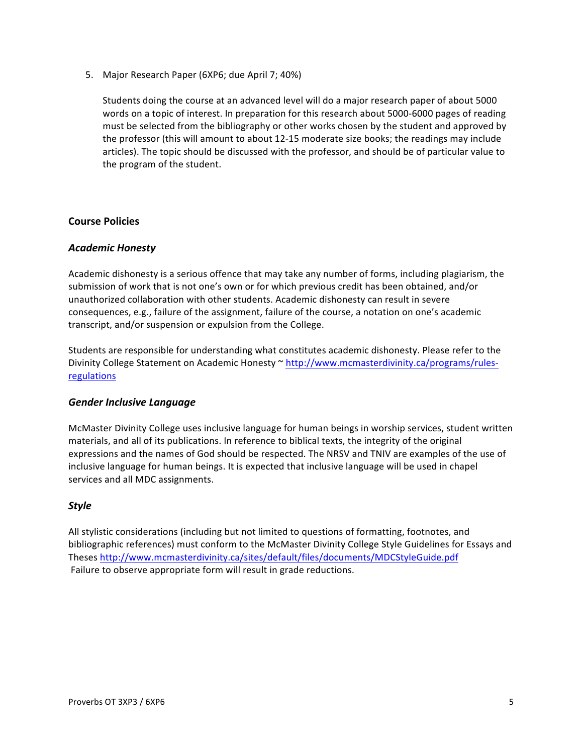5. Major Research Paper (6XP6; due April 7; 40%)

   Students doing the course at an advanced level will do a major research paper of about 5000 words on a topic of interest. In preparation for this research about 5000-6000 pages of reading must be selected from the bibliography or other works chosen by the student and approved by the professor (this will amount to about 12-15 moderate size books; the readings may include articles). The topic should be discussed with the professor, and should be of particular value to the program of the student.

## Course Policies

### *Academic Honesty*

Academic dishonesty is a serious offence that may take any number of forms, including plagiarism, the submission of work that is not one's own or for which previous credit has been obtained, and/or unauthorized collaboration with other students. Academic dishonesty can result in severe consequences, e.g., failure of the assignment, failure of the course, a notation on one's academic transcript, and/or suspension or expulsion from the College.

Students are responsible for understanding what constitutes academic dishonesty. Please refer to the Divinity College Statement on Academic Honesty ~ http://www.mcmasterdivinity.ca/programs/rules-regulations

### *Gender Inclusive Language*

McMaster Divinity College uses inclusive language for human beings in worship services, student written materials, and all of its publications. In reference to biblical texts, the integrity of the original expressions and the names of God should be respected. The NRSV and TNIV are examples of the use of inclusive language for human beings. It is expected that inclusive language will be used in chapel services and all MDC assignments.

### *Style*

All stylistic considerations (including but not limited to questions of formatting, footnotes, and bibliographic references) must conform to the McMaster Divinity College Style Guidelines for Essays and Theses http://www.mcmasterdivinity.ca/sites/default/files/documents/MDCStyleGuide.pdf Failure to observe appropriate form will result in grade reductions.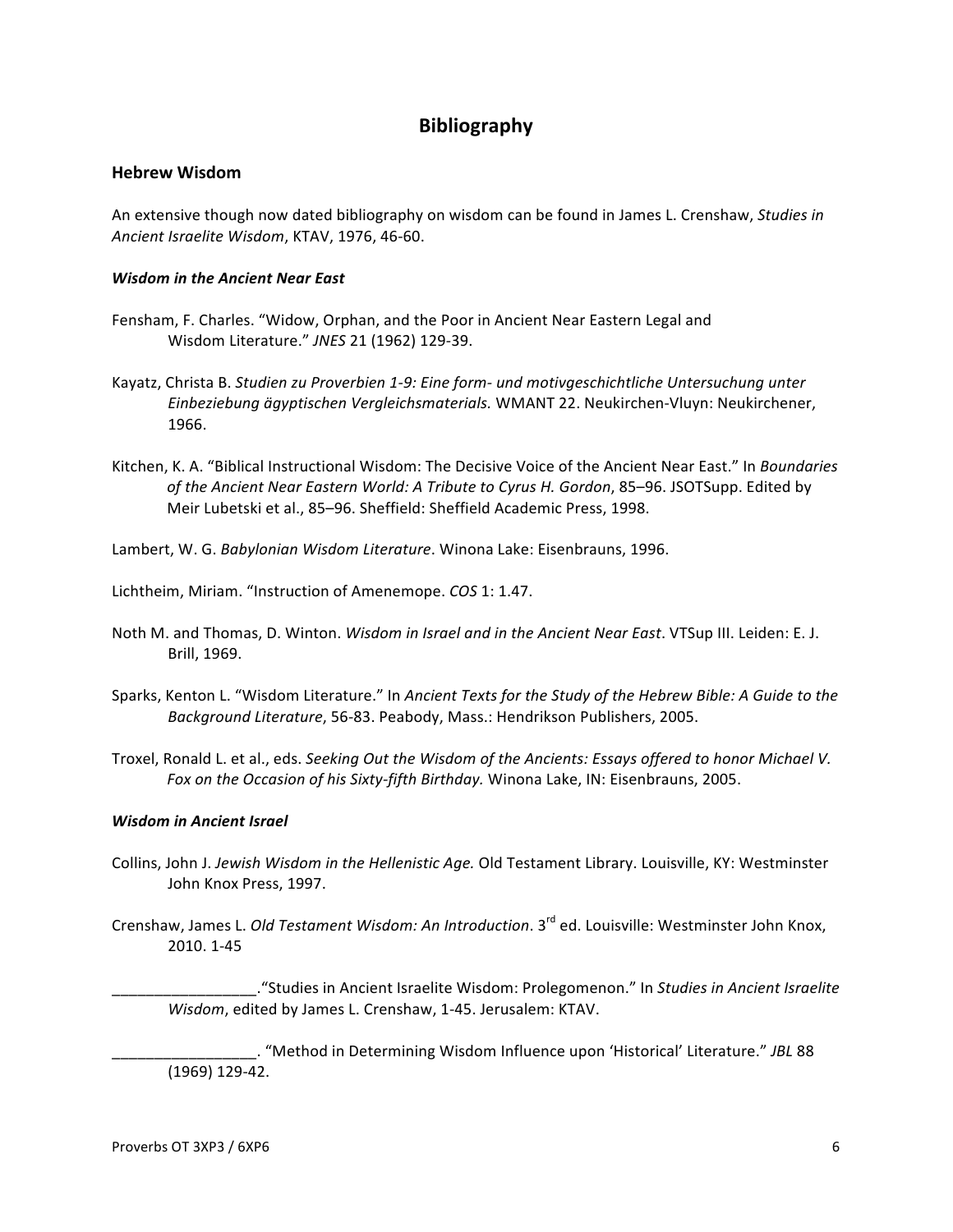## Bibliography

### Hebrew Wisdom

An extensive though now dated bibliography on wisdom can be found in James L. Crenshaw, *Studies in Ancient Israelite Wisdom*, KTAV, 1976, 46-60.

#### *Wisdom in the Ancient Near East*

Fensham, F. Charles. "Widow, Orphan, and the Poor in Ancient Near Eastern Legal and Wisdom Literature." *JNES* 21 (1962) 129-39.

Kayatz, Christa B. *Studien zu Proverbien 1-9: Eine form- und motivgeschichtliche Untersuchung unter Einbeziebung ägyptischen Vergleichsmaterials.* WMANT 22. Neukirchen-Vluyn: Neukirchener, 1966.

Kitchen, K. A. "Biblical Instructional Wisdom: The Decisive Voice of the Ancient Near East." In *Boundaries of the Ancient Near Eastern World: A Tribute to Cyrus H. Gordon*, 85–96. JSOTSupp. Edited by Meir Lubetski et al., 85–96. Sheffield: Sheffield Academic Press, 1998.

Lambert, W. G. *Babylonian Wisdom Literature*. Winona Lake: Eisenbrauns, 1996.

Lichtheim, Miriam. "Instruction of Amenemope. *COS* 1: 1.47.

Noth M. and Thomas, D. Winton. *Wisdom in Israel and in the Ancient Near East*. VTSup III. Leiden: E. J. Brill, 1969.

Sparks, Kenton L. "Wisdom Literature." In *Ancient Texts for the Study of the Hebrew Bible: A Guide to the Background Literature*, 56-83. Peabody, Mass.: Hendrikson Publishers, 2005.

Troxel, Ronald L. et al., eds. *Seeking Out the Wisdom of the Ancients: Essays offered to honor Michael V. Fox on the Occasion of his Sixty-fifth Birthday.* Winona Lake, IN: Eisenbrauns, 2005.

#### *Wisdom in Ancient Israel*

Collins, John J. *Jewish Wisdom in the Hellenistic Age.* Old Testament Library. Louisville, KY: Westminster John Knox Press, 1997.

Crenshaw, James L. *Old Testament Wisdom: An Introduction*. 3rd ed. Louisville: Westminster John Knox, 2010. 1-45

_________________."Studies in Ancient Israelite Wisdom: Prolegomenon." In *Studies in Ancient Israelite Wisdom*, edited by James L. Crenshaw, 1-45. Jerusalem: KTAV.

_________________. "Method in Determining Wisdom Influence upon 'Historical' Literature." *JBL* 88 (1969) 129-42.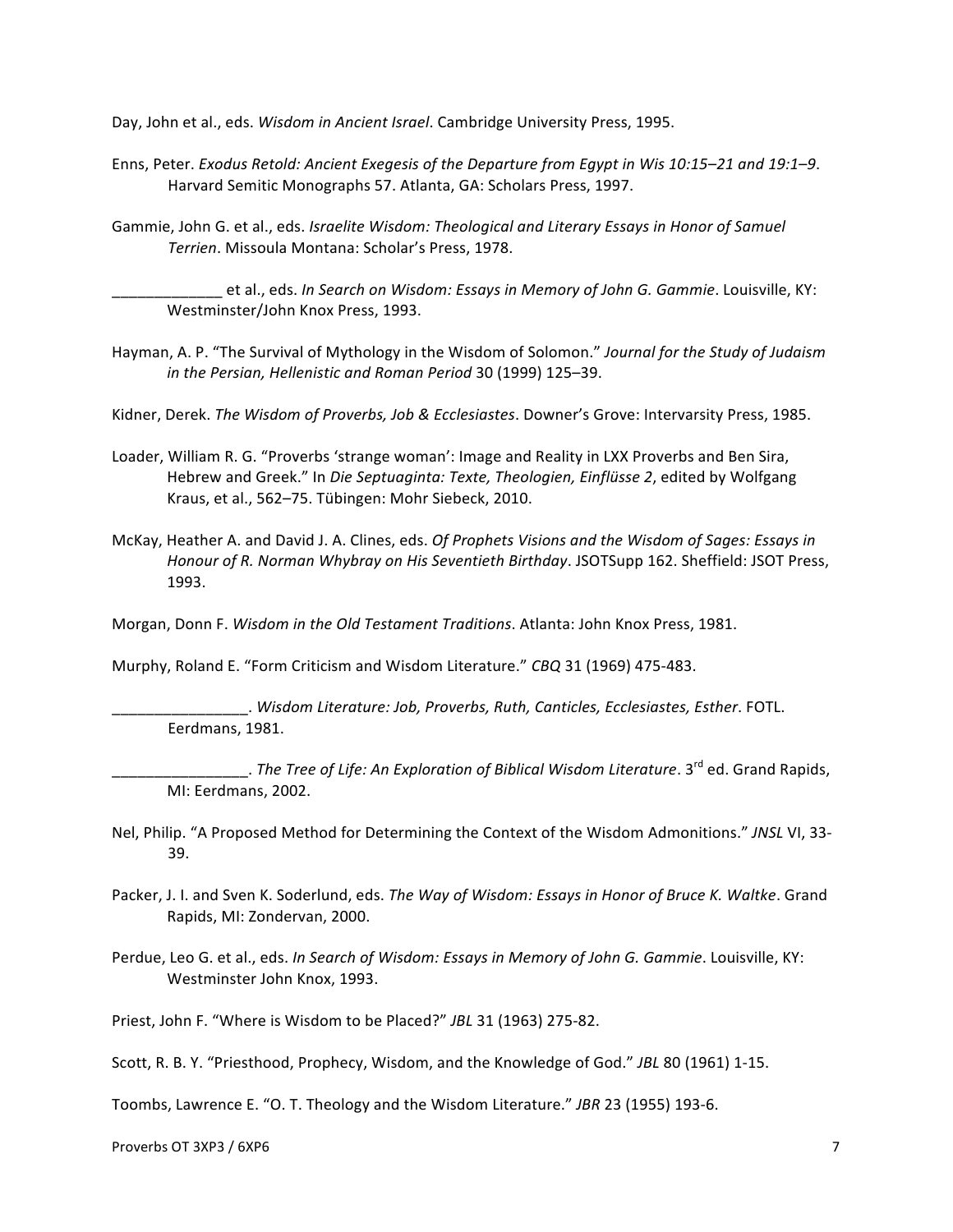Day, John et al., eds. *Wisdom in Ancient Israel*. Cambridge University Press, 1995.

Enns, Peter. *Exodus Retold: Ancient Exegesis of the Departure from Egypt in Wis 10:15–21 and 19:1–9*. Harvard Semitic Monographs 57. Atlanta, GA: Scholars Press, 1997.

Gammie, John G. et al., eds. *Israelite Wisdom: Theological and Literary Essays in Honor of Samuel Terrien*. Missoula Montana: Scholar's Press, 1978.

_____________ et al., eds. *In Search on Wisdom: Essays in Memory of John G. Gammie*. Louisville, KY: Westminster/John Knox Press, 1993.

Hayman, A. P. "The Survival of Mythology in the Wisdom of Solomon." *Journal for the Study of Judaism in the Persian, Hellenistic and Roman Period* 30 (1999) 125–39.

Kidner, Derek. *The Wisdom of Proverbs, Job & Ecclesiastes*. Downer's Grove: Intervarsity Press, 1985.

Loader, William R. G. "Proverbs 'strange woman': Image and Reality in LXX Proverbs and Ben Sira, Hebrew and Greek." In *Die Septuaginta: Texte, Theologien, Einflüsse 2*, edited by Wolfgang Kraus, et al., 562–75. Tübingen: Mohr Siebeck, 2010.

McKay, Heather A. and David J. A. Clines, eds. *Of Prophets Visions and the Wisdom of Sages: Essays in Honour of R. Norman Whybray on His Seventieth Birthday*. JSOTSupp 162. Sheffield: JSOT Press, 1993.

Morgan, Donn F. *Wisdom in the Old Testament Traditions*. Atlanta: John Knox Press, 1981.

Murphy, Roland E. "Form Criticism and Wisdom Literature." *CBQ* 31 (1969) 475-483.

________________. *Wisdom Literature: Job, Proverbs, Ruth, Canticles, Ecclesiastes, Esther*. FOTL. Eerdmans, 1981.

________________. *The Tree of Life: An Exploration of Biblical Wisdom Literature*. 3rd ed. Grand Rapids, MI: Eerdmans, 2002.

Nel, Philip. "A Proposed Method for Determining the Context of the Wisdom Admonitions." *JNSL* VI, 33-39.

Packer, J. I. and Sven K. Soderlund, eds. *The Way of Wisdom: Essays in Honor of Bruce K. Waltke*. Grand Rapids, MI: Zondervan, 2000.

Perdue, Leo G. et al., eds. *In Search of Wisdom: Essays in Memory of John G. Gammie*. Louisville, KY: Westminster John Knox, 1993.

Priest, John F. "Where is Wisdom to be Placed?" *JBL* 31 (1963) 275-82.

Scott, R. B. Y. "Priesthood, Prophecy, Wisdom, and the Knowledge of God." *JBL* 80 (1961) 1-15.

Toombs, Lawrence E. "O. T. Theology and the Wisdom Literature." *JBR* 23 (1955) 193-6.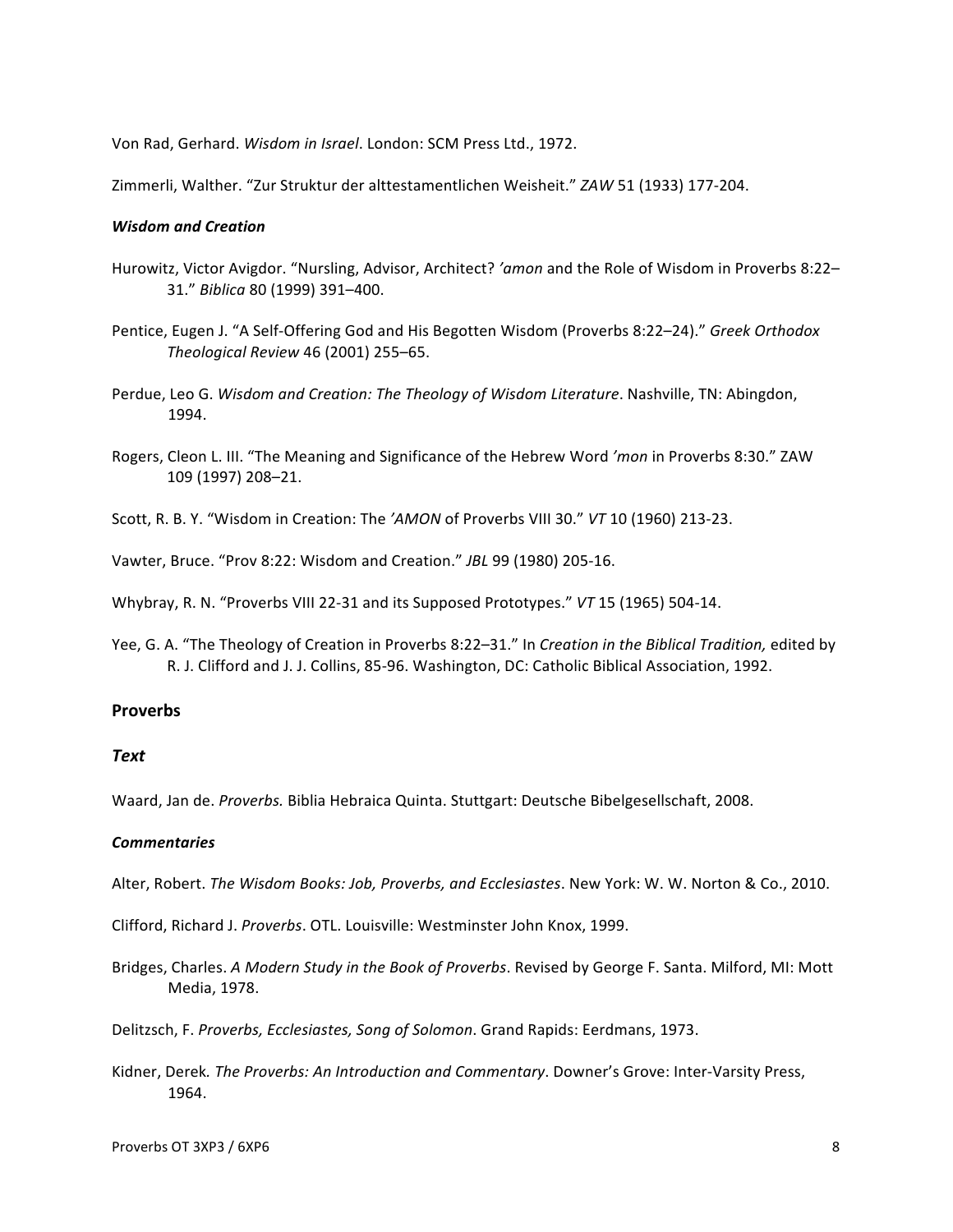Von Rad, Gerhard. *Wisdom in Israel*. London: SCM Press Ltd., 1972.

Zimmerli, Walther. "Zur Struktur der alttestamentlichen Weisheit." *ZAW* 51 (1933) 177-204.

### *Wisdom and Creation*

Hurowitz, Victor Avigdor. "Nursling, Advisor, Architect? *'amon* and the Role of Wisdom in Proverbs 8:22–31." *Biblica* 80 (1999) 391–400.

Pentice, Eugen J. "A Self-Offering God and His Begotten Wisdom (Proverbs 8:22–24)." *Greek Orthodox Theological Review* 46 (2001) 255–65.

Perdue, Leo G. *Wisdom and Creation: The Theology of Wisdom Literature*. Nashville, TN: Abingdon, 1994.

Rogers, Cleon L. III. "The Meaning and Significance of the Hebrew Word *'mon* in Proverbs 8:30." ZAW 109 (1997) 208–21.

Scott, R. B. Y. "Wisdom in Creation: The *'AMON* of Proverbs VIII 30." *VT* 10 (1960) 213-23.

Vawter, Bruce. "Prov 8:22: Wisdom and Creation." *JBL* 99 (1980) 205-16.

Whybray, R. N. "Proverbs VIII 22-31 and its Supposed Prototypes." *VT* 15 (1965) 504-14.

Yee, G. A. "The Theology of Creation in Proverbs 8:22–31." In *Creation in the Biblical Tradition,* edited by R. J. Clifford and J. J. Collins, 85-96. Washington, DC: Catholic Biblical Association, 1992.

## Proverbs

### *Text*

Waard, Jan de. *Proverbs.* Biblia Hebraica Quinta. Stuttgart: Deutsche Bibelgesellschaft, 2008.

### *Commentaries*

Alter, Robert. *The Wisdom Books: Job, Proverbs, and Ecclesiastes*. New York: W. W. Norton & Co., 2010.

Clifford, Richard J. *Proverbs*. OTL. Louisville: Westminster John Knox, 1999.

Bridges, Charles. *A Modern Study in the Book of Proverbs*. Revised by George F. Santa. Milford, MI: Mott Media, 1978.

Delitzsch, F. *Proverbs, Ecclesiastes, Song of Solomon*. Grand Rapids: Eerdmans, 1973.

Kidner, Derek. *The Proverbs: An Introduction and Commentary*. Downer's Grove: Inter-Varsity Press, 1964.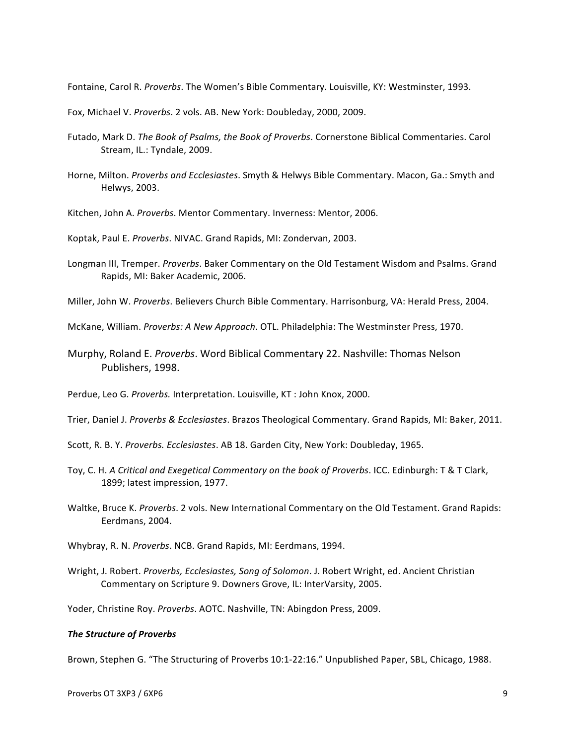Fontaine, Carol R. *Proverbs*. The Women's Bible Commentary. Louisville, KY: Westminster, 1993.

Fox, Michael V. *Proverbs*. 2 vols. AB. New York: Doubleday, 2000, 2009.

Futado, Mark D. *The Book of Psalms, the Book of Proverbs*. Cornerstone Biblical Commentaries. Carol Stream, IL.: Tyndale, 2009.

Horne, Milton. *Proverbs and Ecclesiastes*. Smyth & Helwys Bible Commentary. Macon, Ga.: Smyth and Helwys, 2003.

Kitchen, John A. *Proverbs*. Mentor Commentary. Inverness: Mentor, 2006.

Koptak, Paul E. *Proverbs*. NIVAC. Grand Rapids, MI: Zondervan, 2003.

Longman III, Tremper. *Proverbs*. Baker Commentary on the Old Testament Wisdom and Psalms. Grand Rapids, MI: Baker Academic, 2006.

Miller, John W. *Proverbs*. Believers Church Bible Commentary. Harrisonburg, VA: Herald Press, 2004.

McKane, William. *Proverbs: A New Approach*. OTL. Philadelphia: The Westminster Press, 1970.

Murphy, Roland E. *Proverbs*. Word Biblical Commentary 22. Nashville: Thomas Nelson Publishers, 1998.

Perdue, Leo G. *Proverbs.* Interpretation. Louisville, KT : John Knox, 2000.

Trier, Daniel J. *Proverbs & Ecclesiastes*. Brazos Theological Commentary. Grand Rapids, MI: Baker, 2011.

Scott, R. B. Y. *Proverbs. Ecclesiastes*. AB 18. Garden City, New York: Doubleday, 1965.

Toy, C. H. *A Critical and Exegetical Commentary on the book of Proverbs*. ICC. Edinburgh: T & T Clark, 1899; latest impression, 1977.

Waltke, Bruce K. *Proverbs*. 2 vols. New International Commentary on the Old Testament. Grand Rapids: Eerdmans, 2004.

Whybray, R. N. *Proverbs*. NCB. Grand Rapids, MI: Eerdmans, 1994.

Wright, J. Robert. *Proverbs, Ecclesiastes, Song of Solomon*. J. Robert Wright, ed. Ancient Christian Commentary on Scripture 9. Downers Grove, IL: InterVarsity, 2005.

Yoder, Christine Roy. *Proverbs*. AOTC. Nashville, TN: Abingdon Press, 2009.

***The Structure of Proverbs***

Brown, Stephen G. "The Structuring of Proverbs 10:1-22:16." Unpublished Paper, SBL, Chicago, 1988.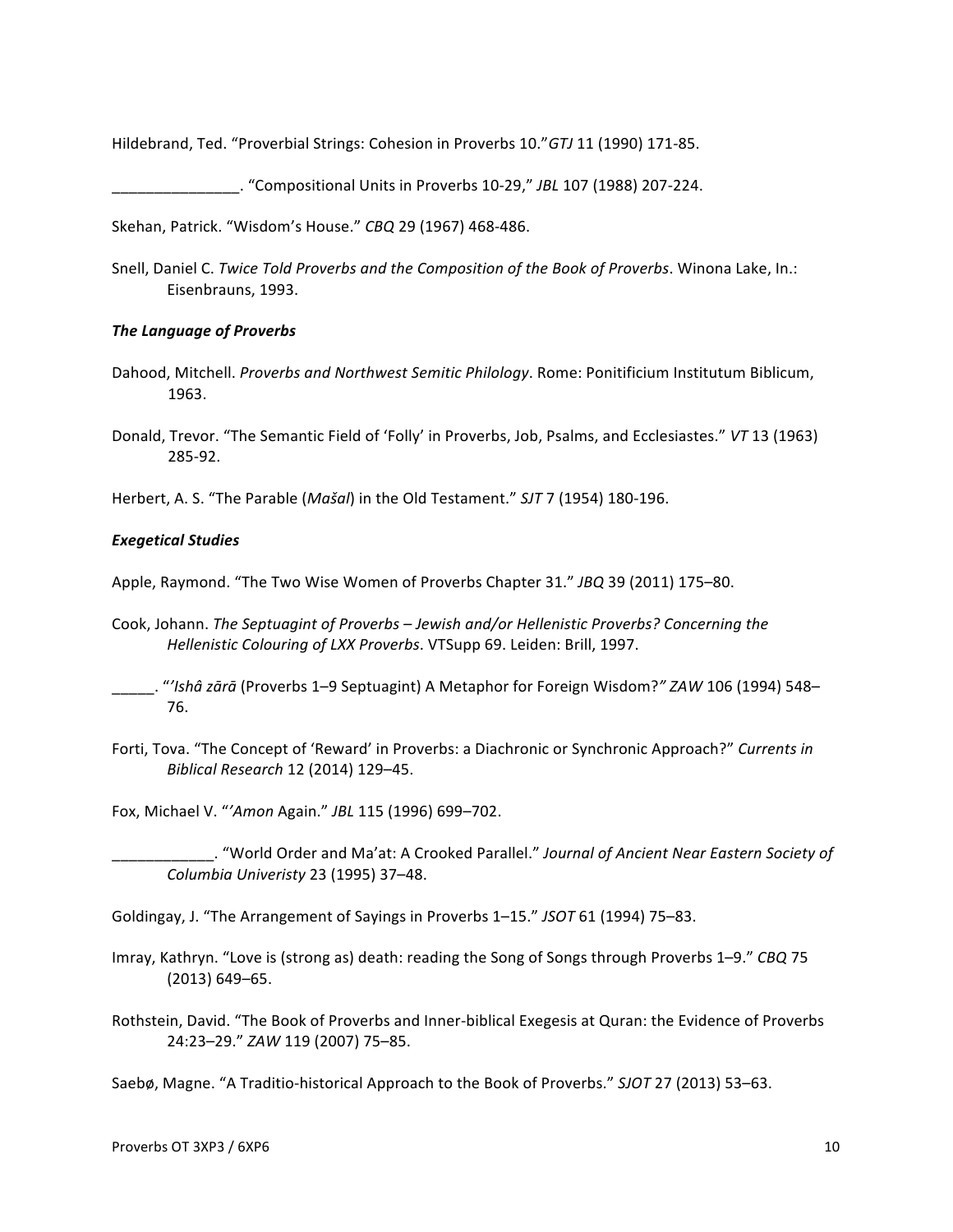Hildebrand, Ted. "Proverbial Strings: Cohesion in Proverbs 10."*GTJ* 11 (1990) 171-85.

_______________. "Compositional Units in Proverbs 10-29," *JBL* 107 (1988) 207-224.

Skehan, Patrick. "Wisdom's House." *CBQ* 29 (1967) 468-486.

Snell, Daniel C. *Twice Told Proverbs and the Composition of the Book of Proverbs*. Winona Lake, In.: Eisenbrauns, 1993.

***The Language of Proverbs***

Dahood, Mitchell. *Proverbs and Northwest Semitic Philology*. Rome: Ponitificium Institutum Biblicum, 1963.

Donald, Trevor. "The Semantic Field of 'Folly' in Proverbs, Job, Psalms, and Ecclesiastes." *VT* 13 (1963) 285-92.

Herbert, A. S. "The Parable (*Mašal*) in the Old Testament." *SJT* 7 (1954) 180-196.

***Exegetical Studies***

Apple, Raymond. "The Two Wise Women of Proverbs Chapter 31." *JBQ* 39 (2011) 175–80.

Cook, Johann. *The Septuagint of Proverbs – Jewish and/or Hellenistic Proverbs? Concerning the Hellenistic Colouring of LXX Proverbs*. VTSupp 69. Leiden: Brill, 1997.

_____. "*'Ishâ zārā* (Proverbs 1–9 Septuagint) A Metaphor for Foreign Wisdom?*"* *ZAW* 106 (1994) 548–76.

Forti, Tova. "The Concept of 'Reward' in Proverbs: a Diachronic or Synchronic Approach?" *Currents in Biblical Research* 12 (2014) 129–45.

Fox, Michael V. "*'Amon* Again." *JBL* 115 (1996) 699–702.

____________. "World Order and Ma'at: A Crooked Parallel." *Journal of Ancient Near Eastern Society of Columbia Univeristy* 23 (1995) 37–48.

Goldingay, J. "The Arrangement of Sayings in Proverbs 1–15." *JSOT* 61 (1994) 75–83.

Imray, Kathryn. "Love is (strong as) death: reading the Song of Songs through Proverbs 1–9." *CBQ* 75 (2013) 649–65.

Rothstein, David. "The Book of Proverbs and Inner-biblical Exegesis at Quran: the Evidence of Proverbs 24:23–29." *ZAW* 119 (2007) 75–85.

Saebø, Magne. "A Traditio-historical Approach to the Book of Proverbs." *SJOT* 27 (2013) 53–63.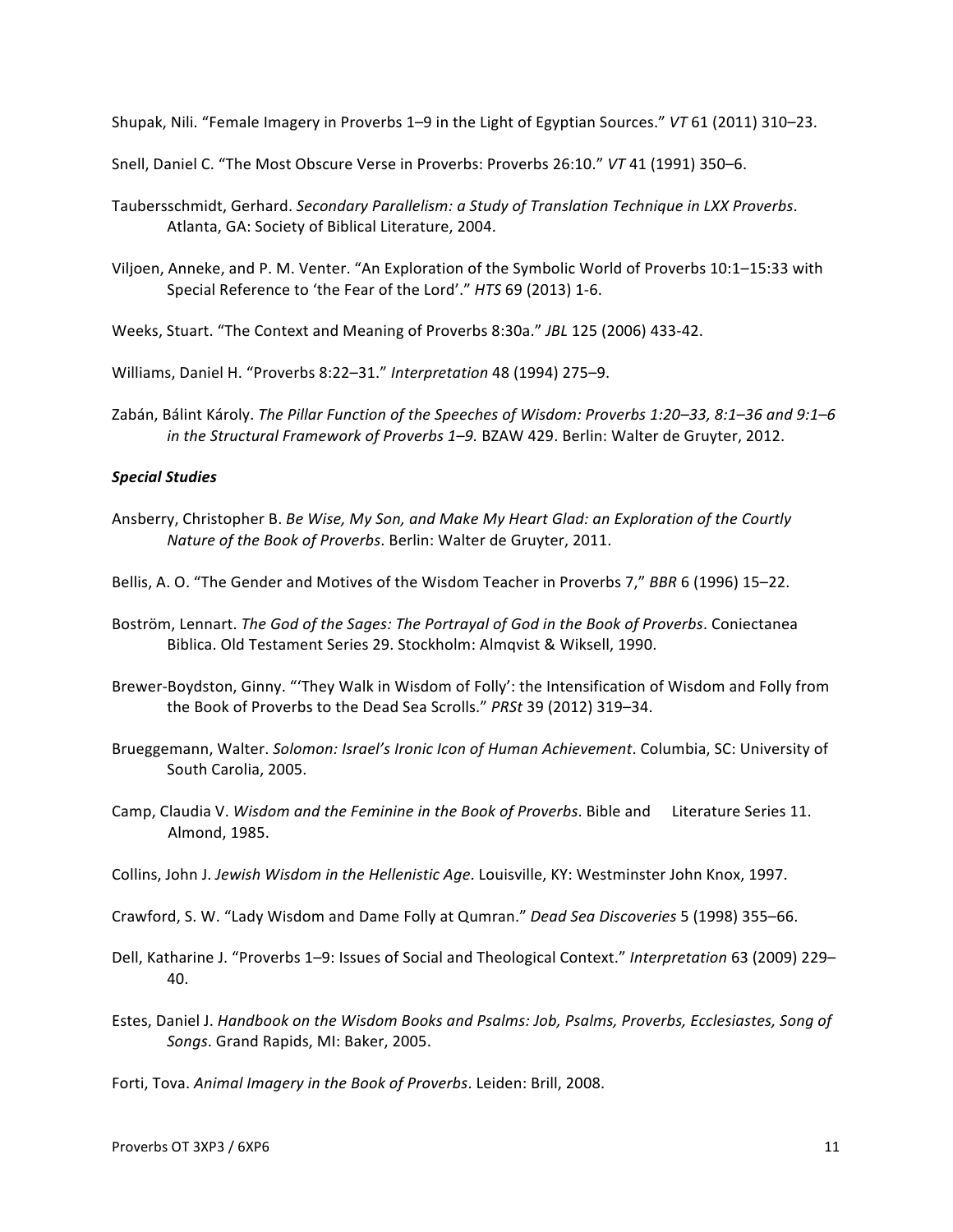Shupak, Nili. "Female Imagery in Proverbs 1–9 in the Light of Egyptian Sources." *VT* 61 (2011) 310–23.

Snell, Daniel C. "The Most Obscure Verse in Proverbs: Proverbs 26:10." *VT* 41 (1991) 350–6.

Tauberschmidt, Gerhard. *Secondary Parallelism: a Study of Translation Technique in LXX Proverbs*. Atlanta, GA: Society of Biblical Literature, 2004.

Viljoen, Anneke, and P. M. Venter. "An Exploration of the Symbolic World of Proverbs 10:1–15:33 with Special Reference to 'the Fear of the Lord'." *HTS* 69 (2013) 1-6.

Weeks, Stuart. "The Context and Meaning of Proverbs 8:30a." *JBL* 125 (2006) 433-42.

Williams, Daniel H. "Proverbs 8:22–31." *Interpretation* 48 (1994) 275–9.

Zabán, Bálint Károly. *The Pillar Function of the Speeches of Wisdom: Proverbs 1:20–33, 8:1–36 and 9:1–6 in the Structural Framework of Proverbs 1–9.* BZAW 429. Berlin: Walter de Gruyter, 2012.

***Special Studies***

Ansberry, Christopher B. *Be Wise, My Son, and Make My Heart Glad: an Exploration of the Courtly Nature of the Book of Proverbs*. Berlin: Walter de Gruyter, 2011.

Bellis, A. O. "The Gender and Motives of the Wisdom Teacher in Proverbs 7," *BBR* 6 (1996) 15–22.

Boström, Lennart. *The God of the Sages: The Portrayal of God in the Book of Proverbs*. Coniectanea Biblica. Old Testament Series 29. Stockholm: Almqvist & Wiksell, 1990.

Brewer-Boydston, Ginny. "'They Walk in Wisdom of Folly': the Intensification of Wisdom and Folly from the Book of Proverbs to the Dead Sea Scrolls." *PRSt* 39 (2012) 319–34.

Brueggemann, Walter. *Solomon: Israel's Ironic Icon of Human Achievement*. Columbia, SC: University of South Carolia, 2005.

Camp, Claudia V. *Wisdom and the Feminine in the Book of Proverbs*. Bible and Literature Series 11. Almond, 1985.

Collins, John J. *Jewish Wisdom in the Hellenistic Age*. Louisville, KY: Westminster John Knox, 1997.

Crawford, S. W. "Lady Wisdom and Dame Folly at Qumran." *Dead Sea Discoveries* 5 (1998) 355–66.

Dell, Katharine J. "Proverbs 1–9: Issues of Social and Theological Context." *Interpretation* 63 (2009) 229–40.

Estes, Daniel J. *Handbook on the Wisdom Books and Psalms: Job, Psalms, Proverbs, Ecclesiastes, Song of Songs*. Grand Rapids, MI: Baker, 2005.

Forti, Tova. *Animal Imagery in the Book of Proverbs*. Leiden: Brill, 2008.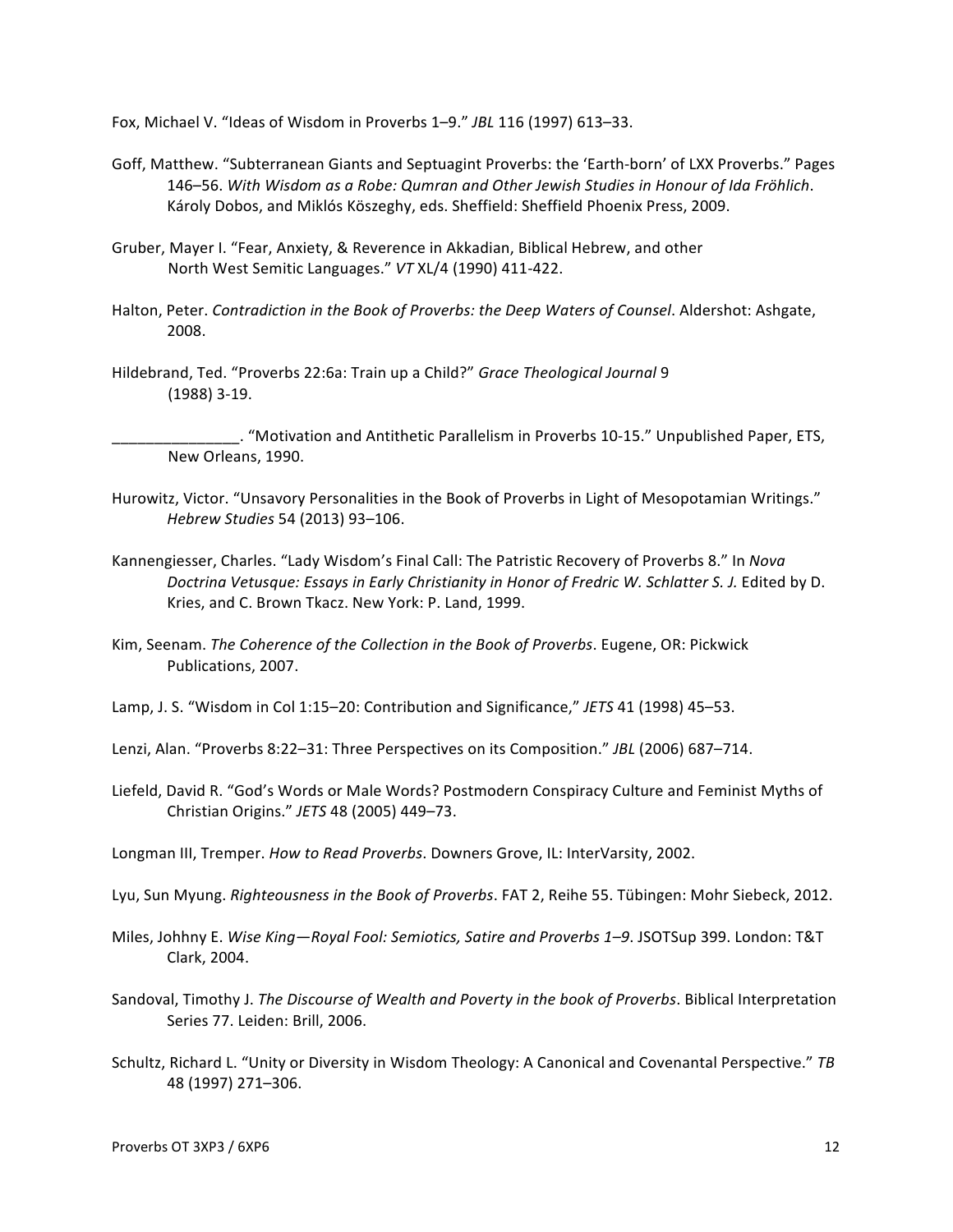Fox, Michael V. “Ideas of Wisdom in Proverbs 1–9.” *JBL* 116 (1997) 613–33.

Goff, Matthew. “Subterranean Giants and Septuagint Proverbs: the ‘Earth-born’ of LXX Proverbs.” Pages 146–56. *With Wisdom as a Robe: Qumran and Other Jewish Studies in Honour of Ida Fröhlich*. Károly Dobos, and Miklós Köszeghy, eds. Sheffield: Sheffield Phoenix Press, 2009.

Gruber, Mayer I. “Fear, Anxiety, & Reverence in Akkadian, Biblical Hebrew, and other North West Semitic Languages.” *VT* XL/4 (1990) 411-422.

Halton, Peter. *Contradiction in the Book of Proverbs: the Deep Waters of Counsel*. Aldershot: Ashgate, 2008.

Hildebrand, Ted. “Proverbs 22:6a: Train up a Child?” *Grace Theological Journal* 9 (1988) 3-19.

_______________. “Motivation and Antithetic Parallelism in Proverbs 10-15.” Unpublished Paper, ETS, New Orleans, 1990.

Hurowitz, Victor. “Unsavory Personalities in the Book of Proverbs in Light of Mesopotamian Writings.” *Hebrew Studies* 54 (2013) 93–106.

Kannengiesser, Charles. “Lady Wisdom’s Final Call: The Patristic Recovery of Proverbs 8.” In *Nova Doctrina Vetusque: Essays in Early Christianity in Honor of Fredric W. Schlatter S. J.* Edited by D. Kries, and C. Brown Tkacz. New York: P. Land, 1999.

Kim, Seenam. *The Coherence of the Collection in the Book of Proverbs*. Eugene, OR: Pickwick Publications, 2007.

Lamp, J. S. “Wisdom in Col 1:15–20: Contribution and Significance,” *JETS* 41 (1998) 45–53.

Lenzi, Alan. “Proverbs 8:22–31: Three Perspectives on its Composition.” *JBL* (2006) 687–714.

Liefeld, David R. “God’s Words or Male Words? Postmodern Conspiracy Culture and Feminist Myths of Christian Origins.” *JETS* 48 (2005) 449–73.

Longman III, Tremper. *How to Read Proverbs*. Downers Grove, IL: InterVarsity, 2002.

Lyu, Sun Myung. *Righteousness in the Book of Proverbs*. FAT 2, Reihe 55. Tübingen: Mohr Siebeck, 2012.

Miles, Johhny E. *Wise King—Royal Fool: Semiotics, Satire and Proverbs 1–9*. JSOTSup 399. London: T&T Clark, 2004.

Sandoval, Timothy J. *The Discourse of Wealth and Poverty in the book of Proverbs*. Biblical Interpretation Series 77. Leiden: Brill, 2006.

Schultz, Richard L. “Unity or Diversity in Wisdom Theology: A Canonical and Covenantal Perspective.” *TB* 48 (1997) 271–306.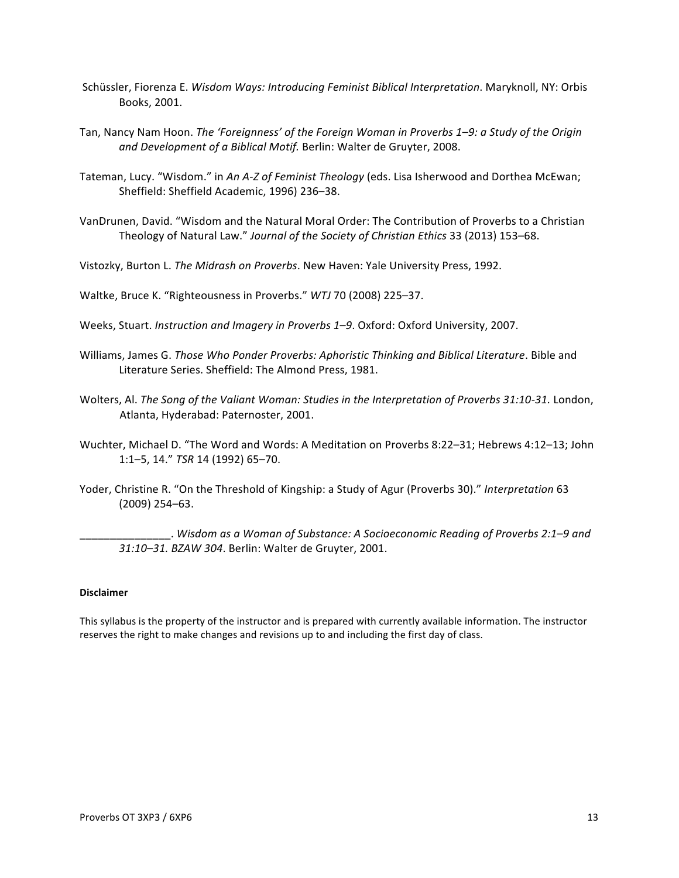Schüssler, Fiorenza E. *Wisdom Ways: Introducing Feminist Biblical Interpretation*. Maryknoll, NY: Orbis Books, 2001.

Tan, Nancy Nam Hoon. *The 'Foreignness' of the Foreign Woman in Proverbs 1–9: a Study of the Origin and Development of a Biblical Motif.* Berlin: Walter de Gruyter, 2008.

Tateman, Lucy. "Wisdom." in *An A-Z of Feminist Theology* (eds. Lisa Isherwood and Dorthea McEwan; Sheffield: Sheffield Academic, 1996) 236–38.

VanDrunen, David. "Wisdom and the Natural Moral Order: The Contribution of Proverbs to a Christian Theology of Natural Law." *Journal of the Society of Christian Ethics* 33 (2013) 153–68.

Vistozky, Burton L. *The Midrash on Proverbs*. New Haven: Yale University Press, 1992.

Waltke, Bruce K. "Righteousness in Proverbs." *WTJ* 70 (2008) 225–37.

Weeks, Stuart. *Instruction and Imagery in Proverbs 1–9*. Oxford: Oxford University, 2007.

Williams, James G. *Those Who Ponder Proverbs: Aphoristic Thinking and Biblical Literature*. Bible and Literature Series. Sheffield: The Almond Press, 1981.

Wolters, Al. *The Song of the Valiant Woman: Studies in the Interpretation of Proverbs 31:10-31.* London, Atlanta, Hyderabad: Paternoster, 2001.

Wuchter, Michael D. "The Word and Words: A Meditation on Proverbs 8:22–31; Hebrews 4:12–13; John 1:1–5, 14." *TSR* 14 (1992) 65–70.

Yoder, Christine R. "On the Threshold of Kingship: a Study of Agur (Proverbs 30)." *Interpretation* 63 (2009) 254–63.

_______________. *Wisdom as a Woman of Substance: A Socioeconomic Reading of Proverbs 2:1–9 and 31:10–31. BZAW 304*. Berlin: Walter de Gruyter, 2001.

**Disclaimer**

This syllabus is the property of the instructor and is prepared with currently available information. The instructor reserves the right to make changes and revisions up to and including the first day of class.